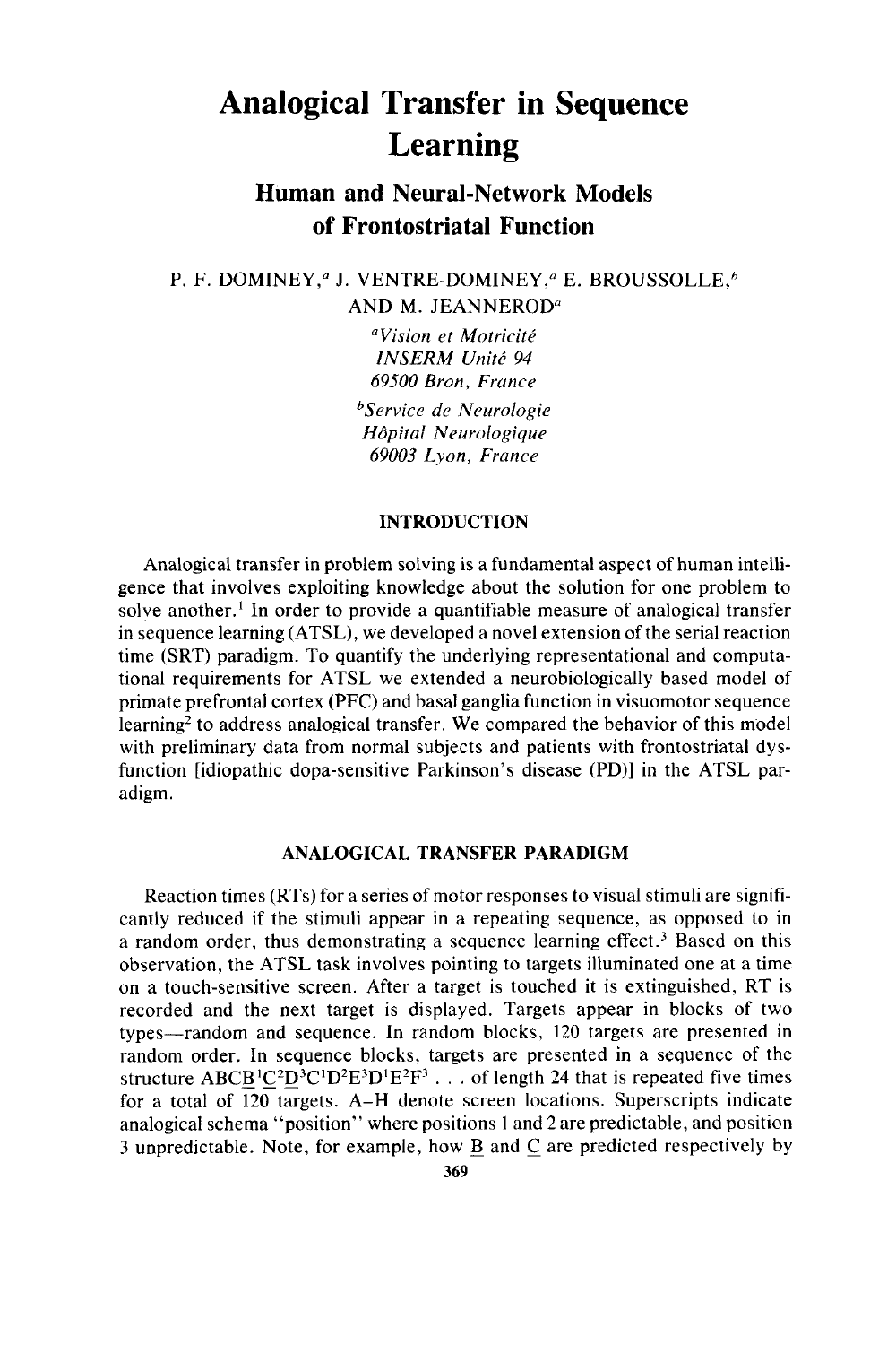# Analogical Transfer in Sequence Learning

## Human and Neural-Network Models of Frontostriatal Function

P. F. DOMINEY,[a] J. VENTRE-DOMINEY,[a] E. BROUSSOLLE,[b] AND M. JEANNEROD[a]

[a] *Vision et Motricité*
*INSERM Unité 94*
*69500 Bron, France*

[b] *Service de Neurologie*
*Hôpital Neurologique*
*69003 Lyon, France*

### INTRODUCTION

Analogical transfer in problem solving is a fundamental aspect of human intelligence that involves exploiting knowledge about the solution for one problem to solve another.[1] In order to provide a quantifiable measure of analogical transfer in sequence learning (ATSL), we developed a novel extension of the serial reaction time (SRT) paradigm. To quantify the underlying representational and computational requirements for ATSL we extended a neurobiologically based model of primate prefrontal cortex (PFC) and basal ganglia function in visuomotor sequence learning[2] to address analogical transfer. We compared the behavior of this model with preliminary data from normal subjects and patients with frontostriatal dysfunction [idiopathic dopa-sensitive Parkinson's disease (PD)] in the ATSL paradigm.

### ANALOGICAL TRANSFER PARADIGM

Reaction times (RTs) for a series of motor responses to visual stimuli are significantly reduced if the stimuli appear in a repeating sequence, as opposed to in a random order, thus demonstrating a sequence learning effect.[3] Based on this observation, the ATSL task involves pointing to targets illuminated one at a time on a touch-sensitive screen. After a target is touched it is extinguished, RT is recorded and the next target is displayed. Targets appear in blocks of two types—random and sequence. In random blocks, 120 targets are presented in random order. In sequence blocks, targets are presented in a sequence of the structure $ABC\underline{B}^1\underline{C}^2D^3C^1D^2E^3D^1E^2F^3$ . . . of length 24 that is repeated five times for a total of 120 targets. A–H denote screen locations. Superscripts indicate analogical schema "position" where positions 1 and 2 are predictable, and position 3 unpredictable. Note, for example, how $\underline{B}$ and $\underline{C}$ are predicted respectively by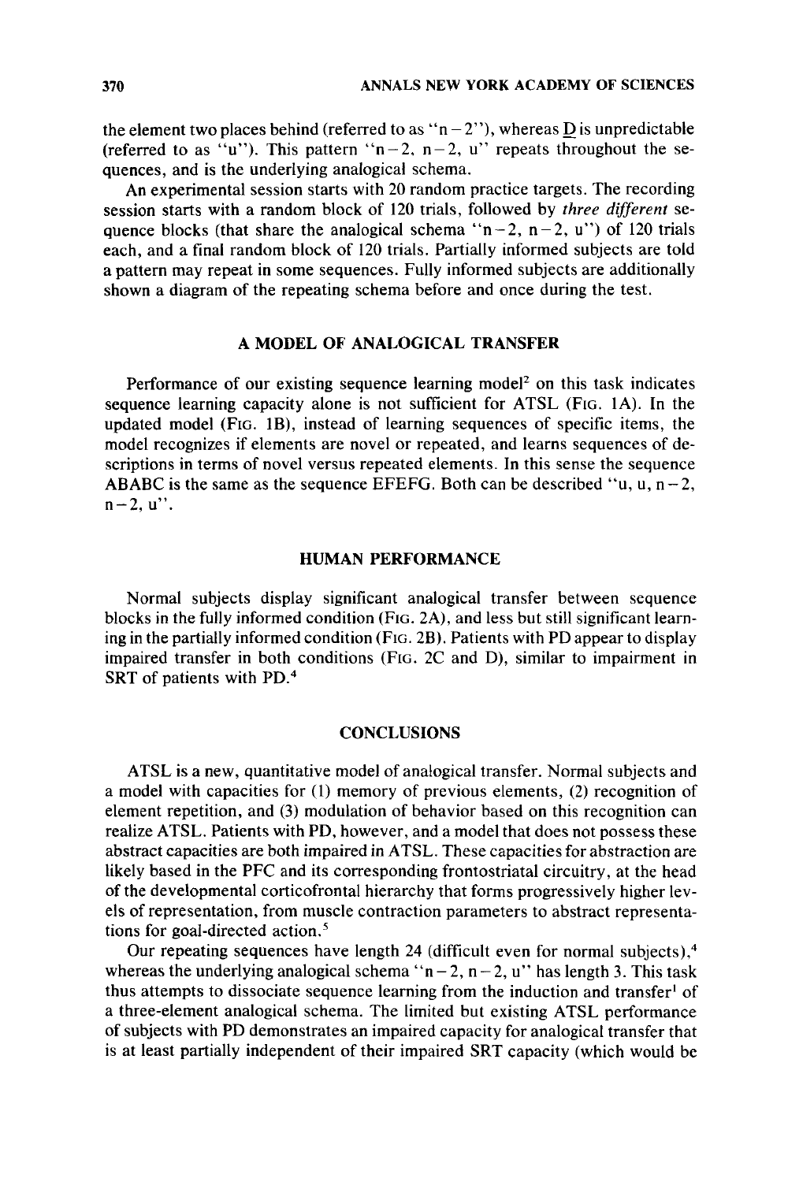the element two places behind (referred to as "n − 2"), whereas D is unpredictable (referred to as "u"). This pattern "n − 2, n − 2, u" repeats throughout the sequences, and is the underlying analogical schema.

An experimental session starts with 20 random practice targets. The recording session starts with a random block of 120 trials, followed by *three different* sequence blocks (that share the analogical schema "n − 2, n − 2, u") of 120 trials each, and a final random block of 120 trials. Partially informed subjects are told a pattern may repeat in some sequences. Fully informed subjects are additionally shown a diagram of the repeating schema before and once during the test.

## A MODEL OF ANALOGICAL TRANSFER

Performance of our existing sequence learning model[2] on this task indicates sequence learning capacity alone is not sufficient for ATSL (FIG. 1A). In the updated model (FIG. 1B), instead of learning sequences of specific items, the model recognizes if elements are novel or repeated, and learns sequences of descriptions in terms of novel versus repeated elements. In this sense the sequence ABABC is the same as the sequence EFEFG. Both can be described "u, u, n − 2, n − 2, u".

## HUMAN PERFORMANCE

Normal subjects display significant analogical transfer between sequence blocks in the fully informed condition (FIG. 2A), and less but still significant learning in the partially informed condition (FIG. 2B). Patients with PD appear to display impaired transfer in both conditions (FIG. 2C and D), similar to impairment in SRT of patients with PD.[4]

## CONCLUSIONS

ATSL is a new, quantitative model of analogical transfer. Normal subjects and a model with capacities for (1) memory of previous elements, (2) recognition of element repetition, and (3) modulation of behavior based on this recognition can realize ATSL. Patients with PD, however, and a model that does not possess these abstract capacities are both impaired in ATSL. These capacities for abstraction are likely based in the PFC and its corresponding frontostriatal circuitry, at the head of the developmental corticofrontal hierarchy that forms progressively higher levels of representation, from muscle contraction parameters to abstract representations for goal-directed action.[5]

Our repeating sequences have length 24 (difficult even for normal subjects),[4] whereas the underlying analogical schema "n − 2, n − 2, u" has length 3. This task thus attempts to dissociate sequence learning from the induction and transfer[1] of a three-element analogical schema. The limited but existing ATSL performance of subjects with PD demonstrates an impaired capacity for analogical transfer that is at least partially independent of their impaired SRT capacity (which would be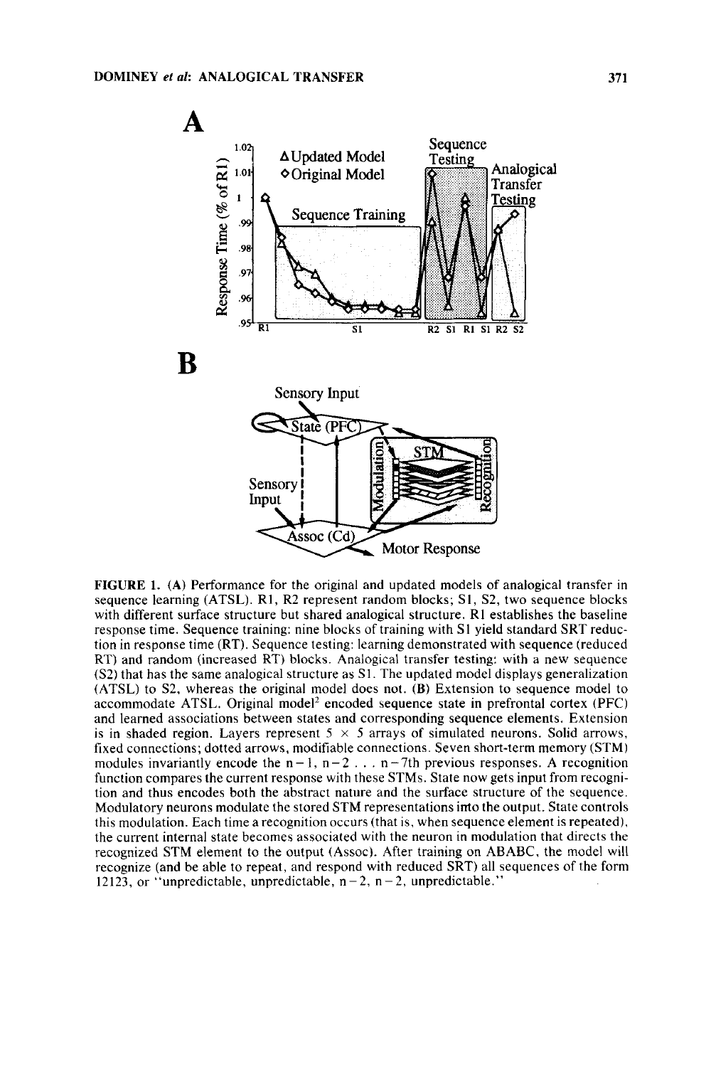**FIGURE 1.** (A) Performance for the original and updated models of analogical transfer in sequence learning (ATSL). R1, R2 represent random blocks; S1, S2, two sequence blocks with different surface structure but shared analogical structure. R1 establishes the baseline response time. Sequence training: nine blocks of training with S1 yield standard SRT reduction in response time (RT). Sequence testing: learning demonstrated with sequence (reduced RT) and random (increased RT) blocks. Analogical transfer testing: with a new sequence (S2) that has the same analogical structure as S1. The updated model displays generalization (ATSL) to S2, whereas the original model does not. (B) Extension to sequence model to accommodate ATSL. Original model[2] encoded sequence state in prefrontal cortex (PFC) and learned associations between states and corresponding sequence elements. Extension is in shaded region. Layers represent 5 × 5 arrays of simulated neurons. Solid arrows, fixed connections; dotted arrows, modifiable connections. Seven short-term memory (STM) modules invariantly encode the n−1, n−2 . . . n−7th previous responses. A recognition function compares the current response with these STMs. State now gets input from recognition and thus encodes both the abstract nature and the surface structure of the sequence. Modulatory neurons modulate the stored STM representations into the output. State controls this modulation. Each time a recognition occurs (that is, when sequence element is repeated), the current internal state becomes associated with the neuron in modulation that directs the recognized STM element to the output (Assoc). After training on ABABC, the model will recognize (and be able to repeat, and respond with reduced SRT) all sequences of the form 12123, or "unpredictable, unpredictable, n−2, n−2, unpredictable."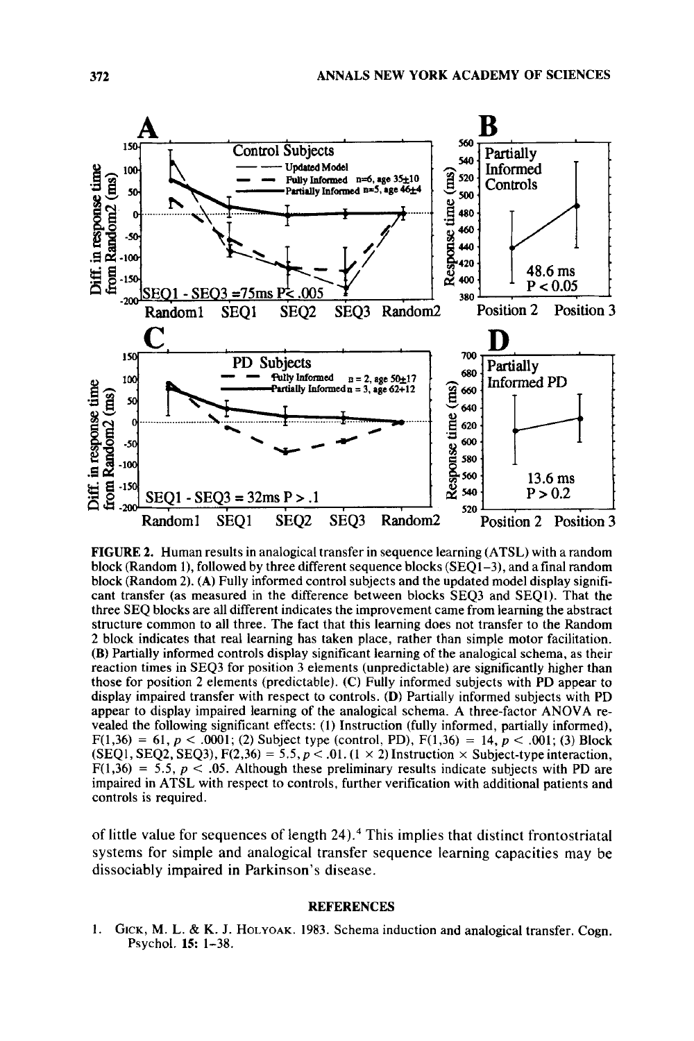**FIGURE 2.** Human results in analogical transfer in sequence learning (ATSL) with a random block (Random 1), followed by three different sequence blocks (SEQ1–3), and a final random block (Random 2). **(A)** Fully informed control subjects and the updated model display significant transfer (as measured in the difference between blocks SEQ3 and SEQ1). That the three SEQ blocks are all different indicates the improvement came from learning the abstract structure common to all three. The fact that this learning does not transfer to the Random 2 block indicates that real learning has taken place, rather than simple motor facilitation. **(B)** Partially informed controls display significant learning of the analogical schema, as their reaction times in SEQ3 for position 3 elements (unpredictable) are significantly higher than those for position 2 elements (predictable). **(C)** Fully informed subjects with PD appear to display impaired transfer with respect to controls. **(D)** Partially informed subjects with PD appear to display impaired learning of the analogical schema. A three-factor ANOVA revealed the following significant effects: (1) Instruction (fully informed, partially informed), $F(1,36) = 61$, $p < .0001$; (2) Subject type (control, PD), $F(1,36) = 14$, $p < .001$; (3) Block (SEQ1, SEQ2, SEQ3), $F(2,36) = 5.5$, $p < .01$. (1 × 2) Instruction × Subject-type interaction, $F(1,36) = 5.5$, $p < .05$. Although these preliminary results indicate subjects with PD are impaired in ATSL with respect to controls, further verification with additional patients and controls is required.

of little value for sequences of length 24).[4] This implies that distinct frontostriatal systems for simple and analogical transfer sequence learning capacities may be dissociably impaired in Parkinson's disease.

## REFERENCES

1. Gick, M. L. & K. J. Holyoak. 1983. Schema induction and analogical transfer. Cogn. Psychol. **15:** 1–38.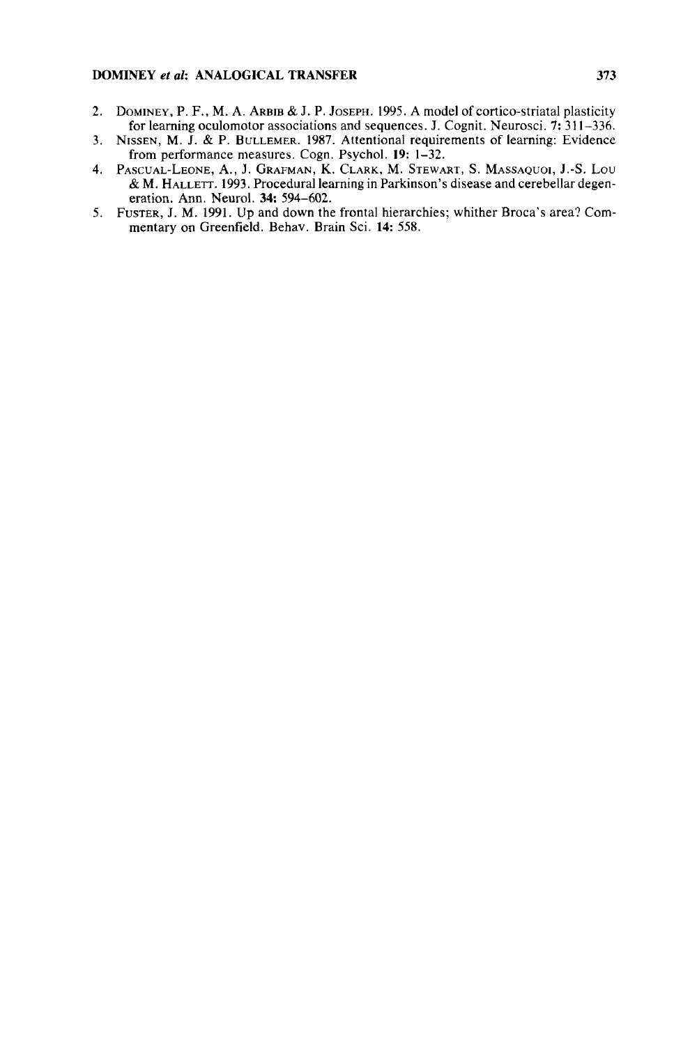2. Dominey, P. F., M. A. Arbib & J. P. Joseph. 1995. A model of cortico-striatal plasticity for learning oculomotor associations and sequences. J. Cognit. Neurosci. **7:** 311–336.
3. Nissen, M. J. & P. Bullemer. 1987. Attentional requirements of learning: Evidence from performance measures. Cogn. Psychol. **19:** 1–32.
4. Pascual-Leone, A., J. Grafman, K. Clark, M. Stewart, S. Massaquoi, J.-S. Lou & M. Hallett. 1993. Procedural learning in Parkinson's disease and cerebellar degeneration. Ann. Neurol. **34:** 594–602.
5. Fuster, J. M. 1991. Up and down the frontal hierarchies; whither Broca's area? Commentary on Greenfield. Behav. Brain Sci. **14:** 558.